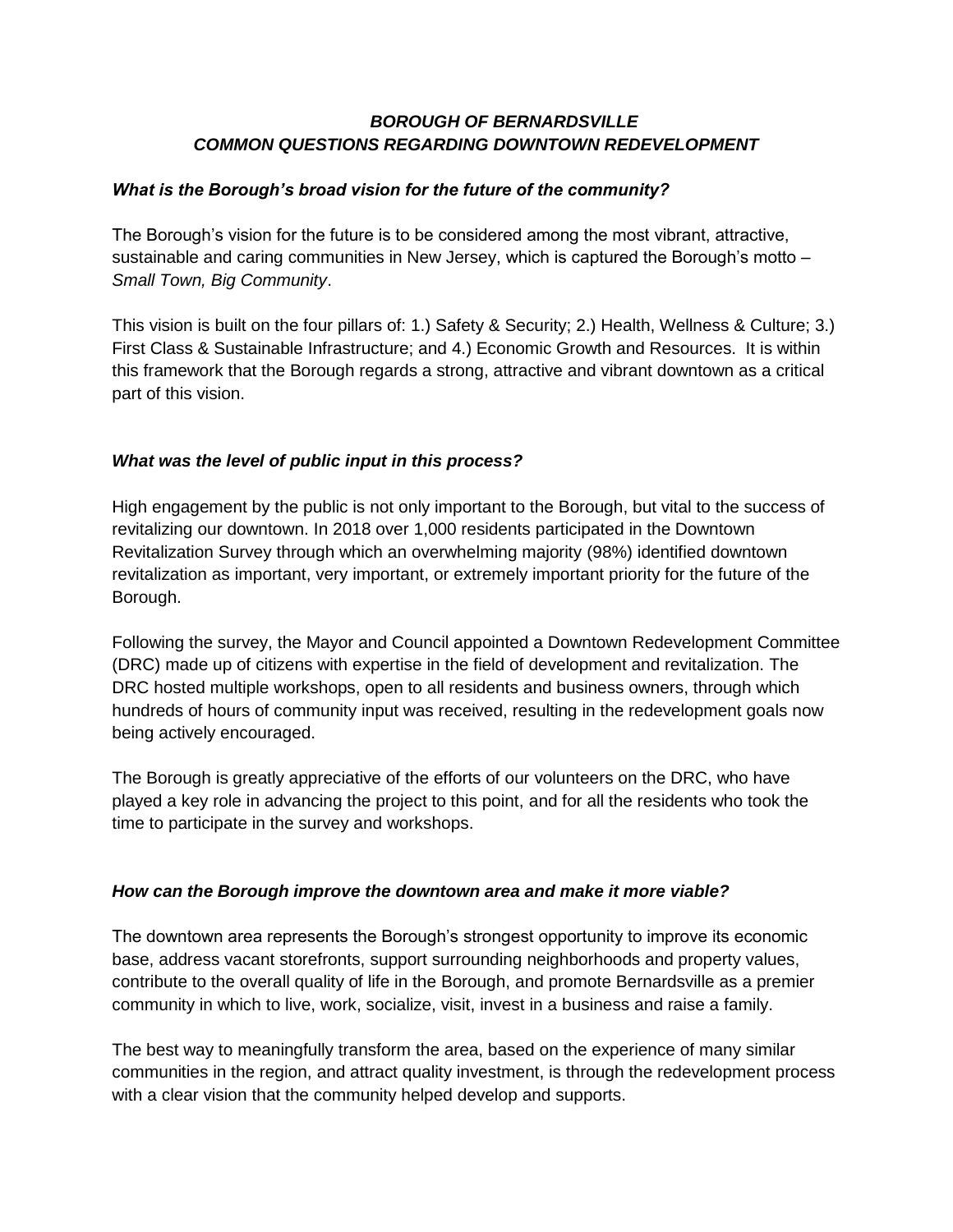# *BOROUGH OF BERNARDSVILLE*
# *COMMON QUESTIONS REGARDING DOWNTOWN REDEVELOPMENT*

### *What is the Borough's broad vision for the future of the community?*

The Borough's vision for the future is to be considered among the most vibrant, attractive, sustainable and caring communities in New Jersey, which is captured the Borough's motto – *Small Town, Big Community*.

This vision is built on the four pillars of: 1.) Safety & Security; 2.) Health, Wellness & Culture; 3.) First Class & Sustainable Infrastructure; and 4.) Economic Growth and Resources. It is within this framework that the Borough regards a strong, attractive and vibrant downtown as a critical part of this vision.

### *What was the level of public input in this process?*

High engagement by the public is not only important to the Borough, but vital to the success of revitalizing our downtown. In 2018 over 1,000 residents participated in the Downtown Revitalization Survey through which an overwhelming majority (98%) identified downtown revitalization as important, very important, or extremely important priority for the future of the Borough.

Following the survey, the Mayor and Council appointed a Downtown Redevelopment Committee (DRC) made up of citizens with expertise in the field of development and revitalization. The DRC hosted multiple workshops, open to all residents and business owners, through which hundreds of hours of community input was received, resulting in the redevelopment goals now being actively encouraged.

The Borough is greatly appreciative of the efforts of our volunteers on the DRC, who have played a key role in advancing the project to this point, and for all the residents who took the time to participate in the survey and workshops.

### *How can the Borough improve the downtown area and make it more viable?*

The downtown area represents the Borough's strongest opportunity to improve its economic base, address vacant storefronts, support surrounding neighborhoods and property values, contribute to the overall quality of life in the Borough, and promote Bernardsville as a premier community in which to live, work, socialize, visit, invest in a business and raise a family.

The best way to meaningfully transform the area, based on the experience of many similar communities in the region, and attract quality investment, is through the redevelopment process with a clear vision that the community helped develop and supports.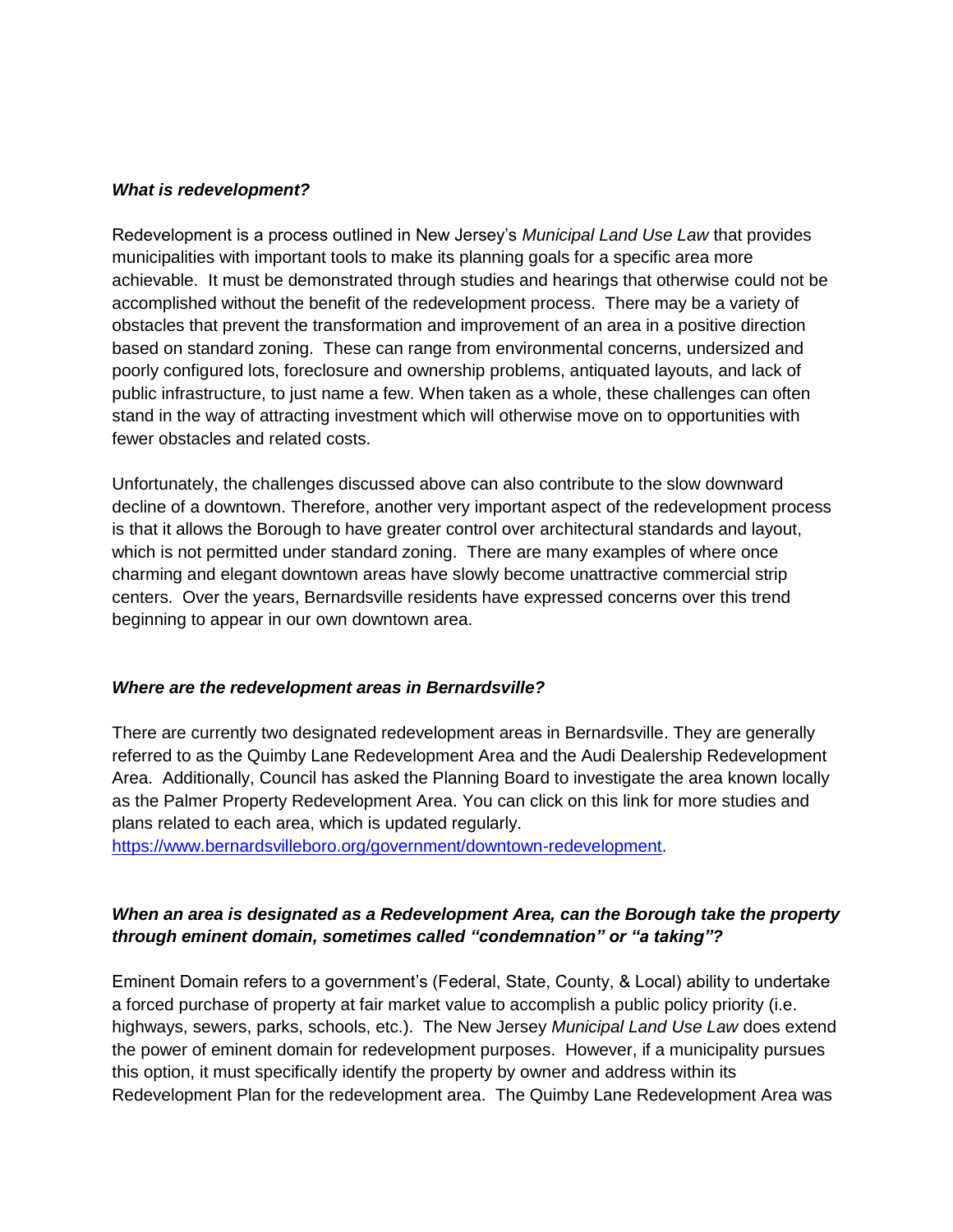***What is redevelopment?***

Redevelopment is a process outlined in New Jersey's *Municipal Land Use Law* that provides municipalities with important tools to make its planning goals for a specific area more achievable. It must be demonstrated through studies and hearings that otherwise could not be accomplished without the benefit of the redevelopment process. There may be a variety of obstacles that prevent the transformation and improvement of an area in a positive direction based on standard zoning. These can range from environmental concerns, undersized and poorly configured lots, foreclosure and ownership problems, antiquated layouts, and lack of public infrastructure, to just name a few. When taken as a whole, these challenges can often stand in the way of attracting investment which will otherwise move on to opportunities with fewer obstacles and related costs.

Unfortunately, the challenges discussed above can also contribute to the slow downward decline of a downtown. Therefore, another very important aspect of the redevelopment process is that it allows the Borough to have greater control over architectural standards and layout, which is not permitted under standard zoning. There are many examples of where once charming and elegant downtown areas have slowly become unattractive commercial strip centers. Over the years, Bernardsville residents have expressed concerns over this trend beginning to appear in our own downtown area.

***Where are the redevelopment areas in Bernardsville?***

There are currently two designated redevelopment areas in Bernardsville. They are generally referred to as the Quimby Lane Redevelopment Area and the Audi Dealership Redevelopment Area. Additionally, Council has asked the Planning Board to investigate the area known locally as the Palmer Property Redevelopment Area. You can click on this link for more studies and plans related to each area, which is updated regularly. https://www.bernardsvilleboro.org/government/downtown-redevelopment.

***When an area is designated as a Redevelopment Area, can the Borough take the property through eminent domain, sometimes called "condemnation" or "a taking"?***

Eminent Domain refers to a government's (Federal, State, County, & Local) ability to undertake a forced purchase of property at fair market value to accomplish a public policy priority (i.e. highways, sewers, parks, schools, etc.). The New Jersey *Municipal Land Use Law* does extend the power of eminent domain for redevelopment purposes. However, if a municipality pursues this option, it must specifically identify the property by owner and address within its Redevelopment Plan for the redevelopment area. The Quimby Lane Redevelopment Area was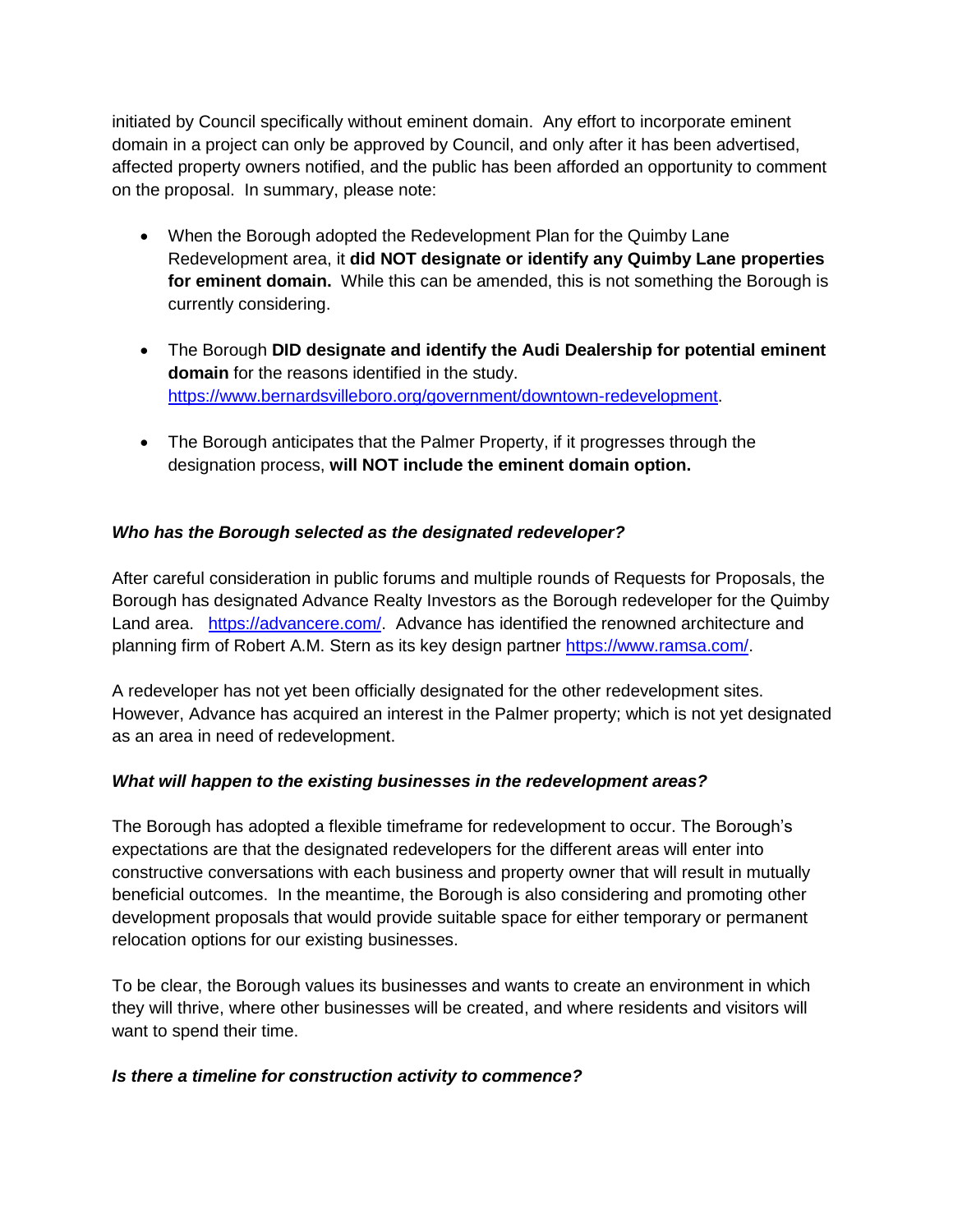initiated by Council specifically without eminent domain. Any effort to incorporate eminent domain in a project can only be approved by Council, and only after it has been advertised, affected property owners notified, and the public has been afforded an opportunity to comment on the proposal. In summary, please note:

- When the Borough adopted the Redevelopment Plan for the Quimby Lane Redevelopment area, it **did NOT designate or identify any Quimby Lane properties for eminent domain.** While this can be amended, this is not something the Borough is currently considering.
- The Borough **DID designate and identify the Audi Dealership for potential eminent domain** for the reasons identified in the study. https://www.bernardsvilleboro.org/government/downtown-redevelopment.
- The Borough anticipates that the Palmer Property, if it progresses through the designation process, **will NOT include the eminent domain option.**

***Who has the Borough selected as the designated redeveloper?***

After careful consideration in public forums and multiple rounds of Requests for Proposals, the Borough has designated Advance Realty Investors as the Borough redeveloper for the Quimby Land area. https://advancere.com/. Advance has identified the renowned architecture and planning firm of Robert A.M. Stern as its key design partner https://www.ramsa.com/.

A redeveloper has not yet been officially designated for the other redevelopment sites. However, Advance has acquired an interest in the Palmer property; which is not yet designated as an area in need of redevelopment.

***What will happen to the existing businesses in the redevelopment areas?***

The Borough has adopted a flexible timeframe for redevelopment to occur. The Borough's expectations are that the designated redevelopers for the different areas will enter into constructive conversations with each business and property owner that will result in mutually beneficial outcomes. In the meantime, the Borough is also considering and promoting other development proposals that would provide suitable space for either temporary or permanent relocation options for our existing businesses.

To be clear, the Borough values its businesses and wants to create an environment in which they will thrive, where other businesses will be created, and where residents and visitors will want to spend their time.

***Is there a timeline for construction activity to commence?***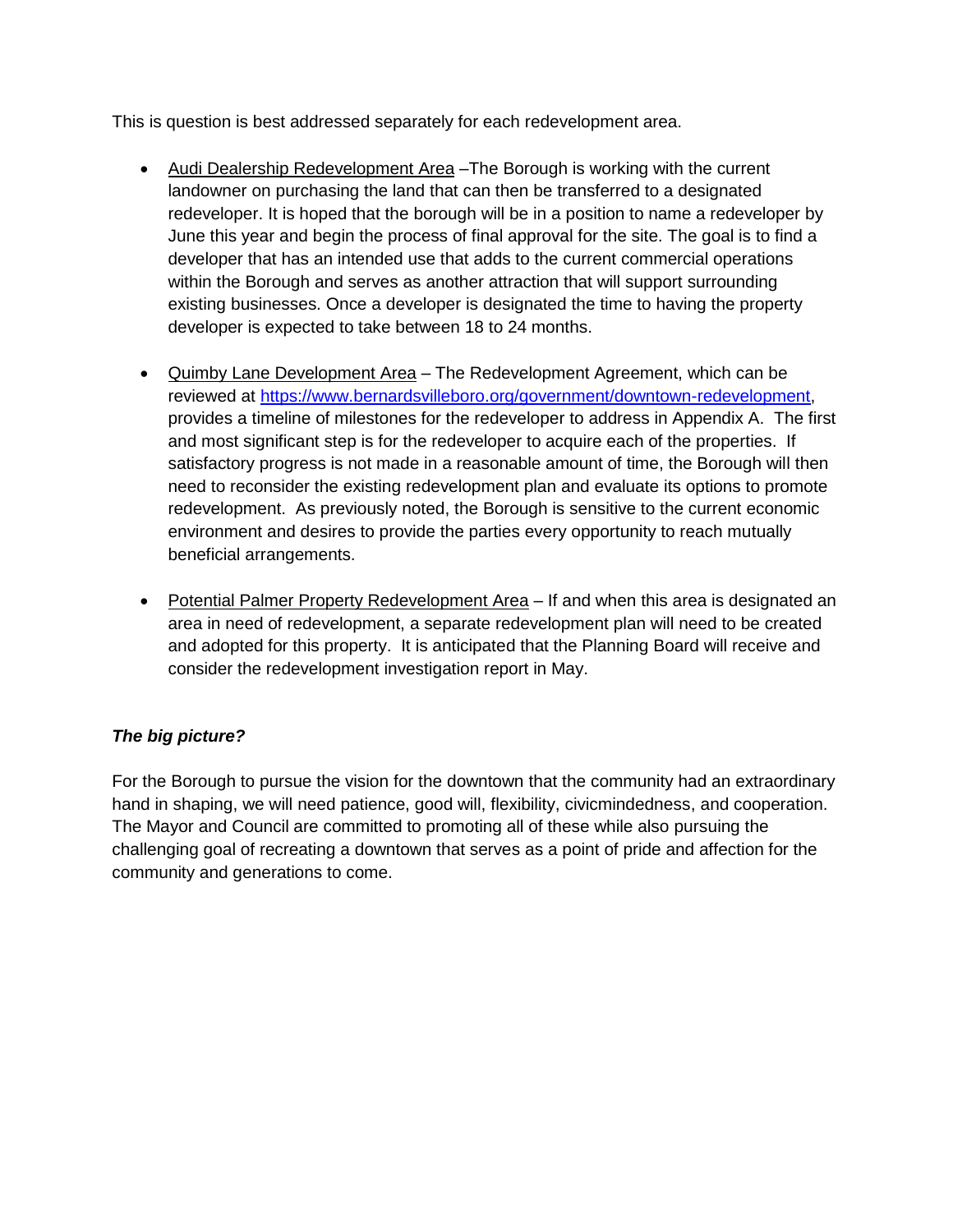This is question is best addressed separately for each redevelopment area.

- Audi Dealership Redevelopment Area –The Borough is working with the current landowner on purchasing the land that can then be transferred to a designated redeveloper. It is hoped that the borough will be in a position to name a redeveloper by June this year and begin the process of final approval for the site. The goal is to find a developer that has an intended use that adds to the current commercial operations within the Borough and serves as another attraction that will support surrounding existing businesses. Once a developer is designated the time to having the property developer is expected to take between 18 to 24 months.

- Quimby Lane Development Area – The Redevelopment Agreement, which can be reviewed at [https://www.bernardsvilleboro.org/government/downtown-redevelopment](https://www.bernardsvilleboro.org/government/downtown-redevelopment), provides a timeline of milestones for the redeveloper to address in Appendix A. The first and most significant step is for the redeveloper to acquire each of the properties. If satisfactory progress is not made in a reasonable amount of time, the Borough will then need to reconsider the existing redevelopment plan and evaluate its options to promote redevelopment. As previously noted, the Borough is sensitive to the current economic environment and desires to provide the parties every opportunity to reach mutually beneficial arrangements.

- Potential Palmer Property Redevelopment Area – If and when this area is designated an area in need of redevelopment, a separate redevelopment plan will need to be created and adopted for this property. It is anticipated that the Planning Board will receive and consider the redevelopment investigation report in May.

***The big picture?***

For the Borough to pursue the vision for the downtown that the community had an extraordinary hand in shaping, we will need patience, good will, flexibility, civicmindedness, and cooperation. The Mayor and Council are committed to promoting all of these while also pursuing the challenging goal of recreating a downtown that serves as a point of pride and affection for the community and generations to come.